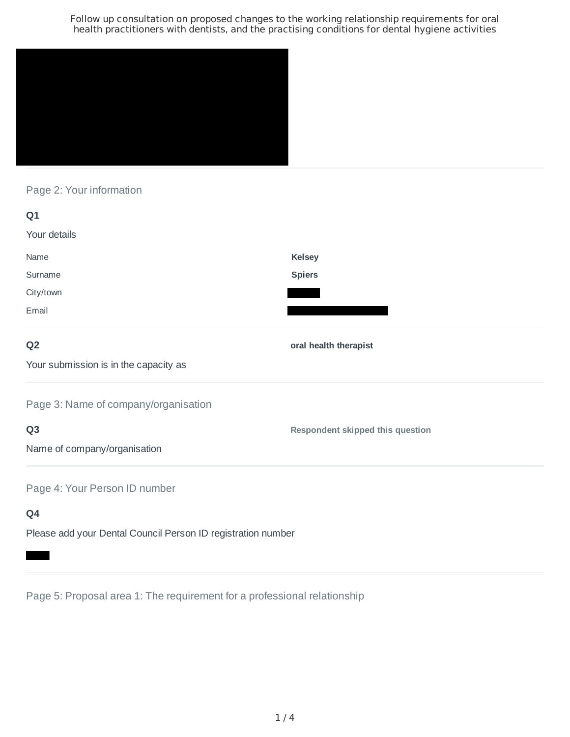Follow up consultation on proposed changes to the working relationship requirements for oral health practitioners with dentists, and the practising conditions for dental hygiene activities

## Page 2: Your information

### Q1

Your details

| | |
|---|---|
| Name | **Kelsey** |
| Surname | **Spiers** |
| City/town | |
| Email | |

### Q2

Your submission is in the capacity as

**oral health therapist**

## Page 3: Name of company/organisation

### Q3

Name of company/organisation

**Respondent skipped this question**

## Page 4: Your Person ID number

### Q4

Please add your Dental Council Person ID registration number

## Page 5: Proposal area 1: The requirement for a professional relationship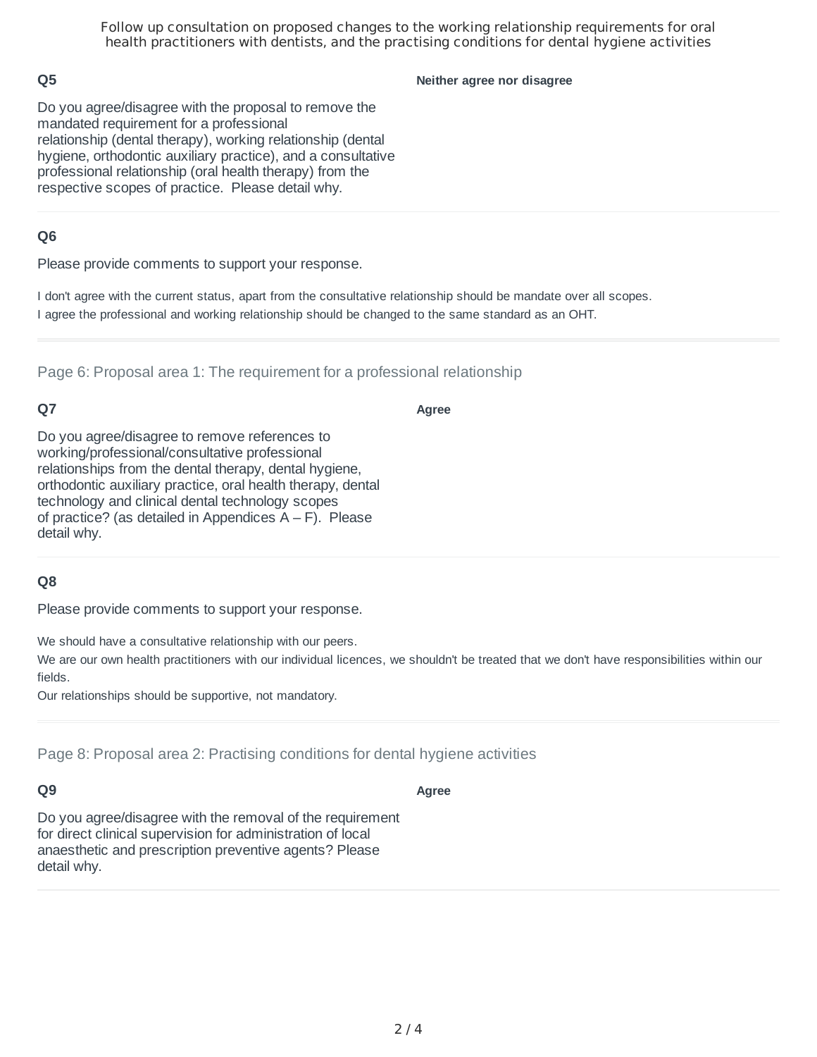## Q5

Do you agree/disagree with the proposal to remove the mandated requirement for a professional relationship (dental therapy), working relationship (dental hygiene, orthodontic auxiliary practice), and a consultative professional relationship (oral health therapy) from the respective scopes of practice. Please detail why.

**Neither agree nor disagree**

## Q6

Please provide comments to support your response.

I don't agree with the current status, apart from the consultative relationship should be mandate over all scopes.
I agree the professional and working relationship should be changed to the same standard as an OHT.

---

Page 6: Proposal area 1: The requirement for a professional relationship

## Q7

Do you agree/disagree to remove references to working/professional/consultative professional relationships from the dental therapy, dental hygiene, orthodontic auxiliary practice, oral health therapy, dental technology and clinical dental technology scopes of practice? (as detailed in Appendices A – F). Please detail why.

**Agree**

## Q8

Please provide comments to support your response.

We should have a consultative relationship with our peers.
We are our own health practitioners with our individual licences, we shouldn't be treated that we don't have responsibilities within our fields.
Our relationships should be supportive, not mandatory.

---

Page 8: Proposal area 2: Practising conditions for dental hygiene activities

## Q9

Do you agree/disagree with the removal of the requirement for direct clinical supervision for administration of local anaesthetic and prescription preventive agents? Please detail why.

**Agree**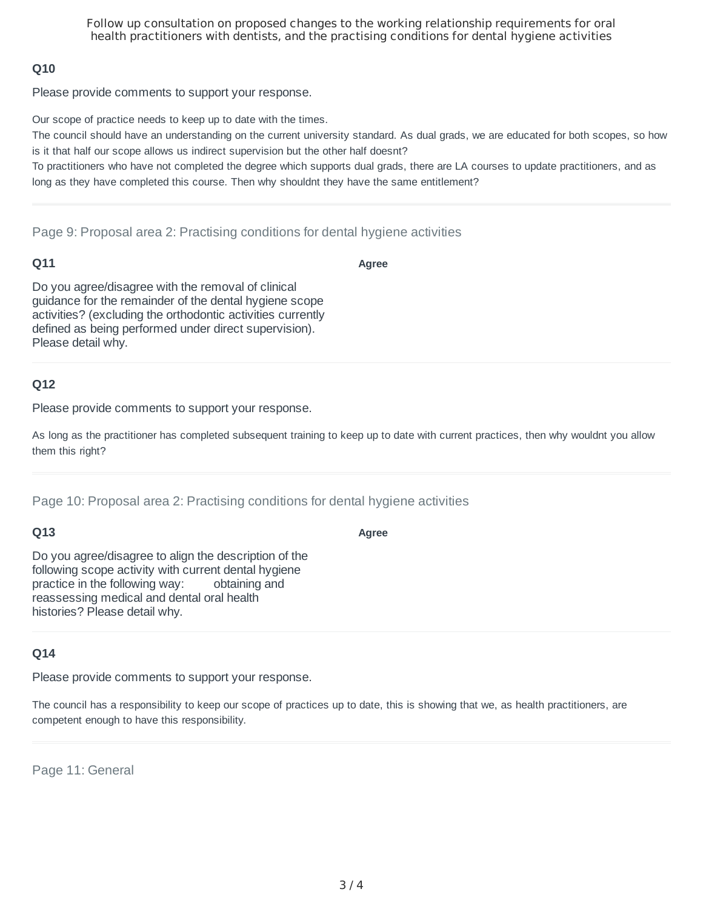### Q10

Please provide comments to support your response.

Our scope of practice needs to keep up to date with the times.
The council should have an understanding on the current university standard. As dual grads, we are educated for both scopes, so how is it that half our scope allows us indirect supervision but the other half doesnt?
To practitioners who have not completed the degree which supports dual grads, there are LA courses to update practitioners, and as long as they have completed this course. Then why shouldnt they have the same entitlement?

## Page 9: Proposal area 2: Practising conditions for dental hygiene activities

### Q11

Do you agree/disagree with the removal of clinical guidance for the remainder of the dental hygiene scope activities? (excluding the orthodontic activities currently defined as being performed under direct supervision). Please detail why.

**Agree**

### Q12

Please provide comments to support your response.

As long as the practitioner has completed subsequent training to keep up to date with current practices, then why wouldnt you allow them this right?

## Page 10: Proposal area 2: Practising conditions for dental hygiene activities

### Q13

Do you agree/disagree to align the description of the following scope activity with current dental hygiene practice in the following way: obtaining and reassessing medical and dental oral health histories? Please detail why.

**Agree**

### Q14

Please provide comments to support your response.

The council has a responsibility to keep our scope of practices up to date, this is showing that we, as health practitioners, are competent enough to have this responsibility.

## Page 11: General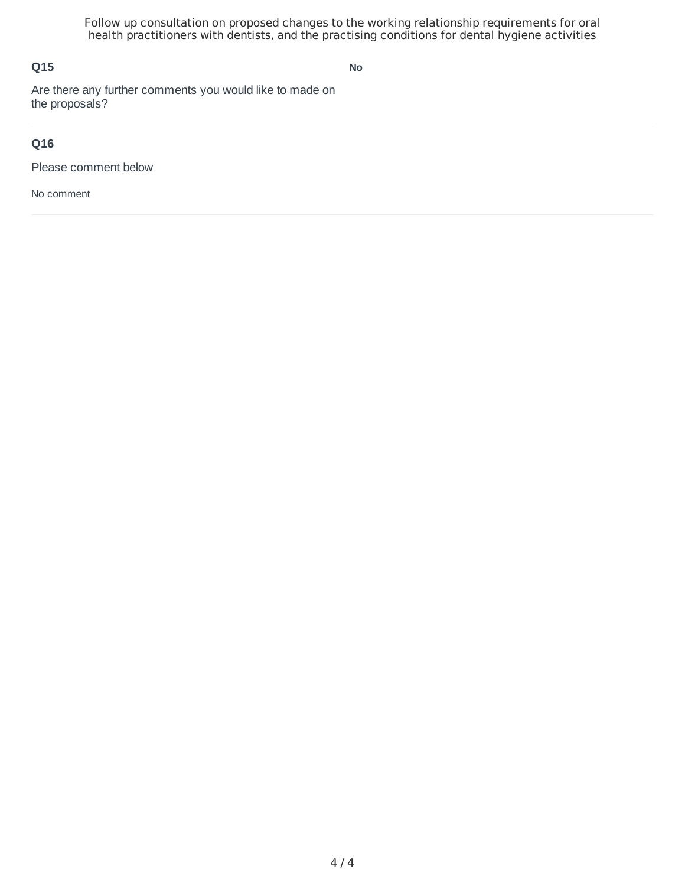### Q15

Are there any further comments you would like to made on the proposals?

**No**

### Q16

Please comment below

No comment